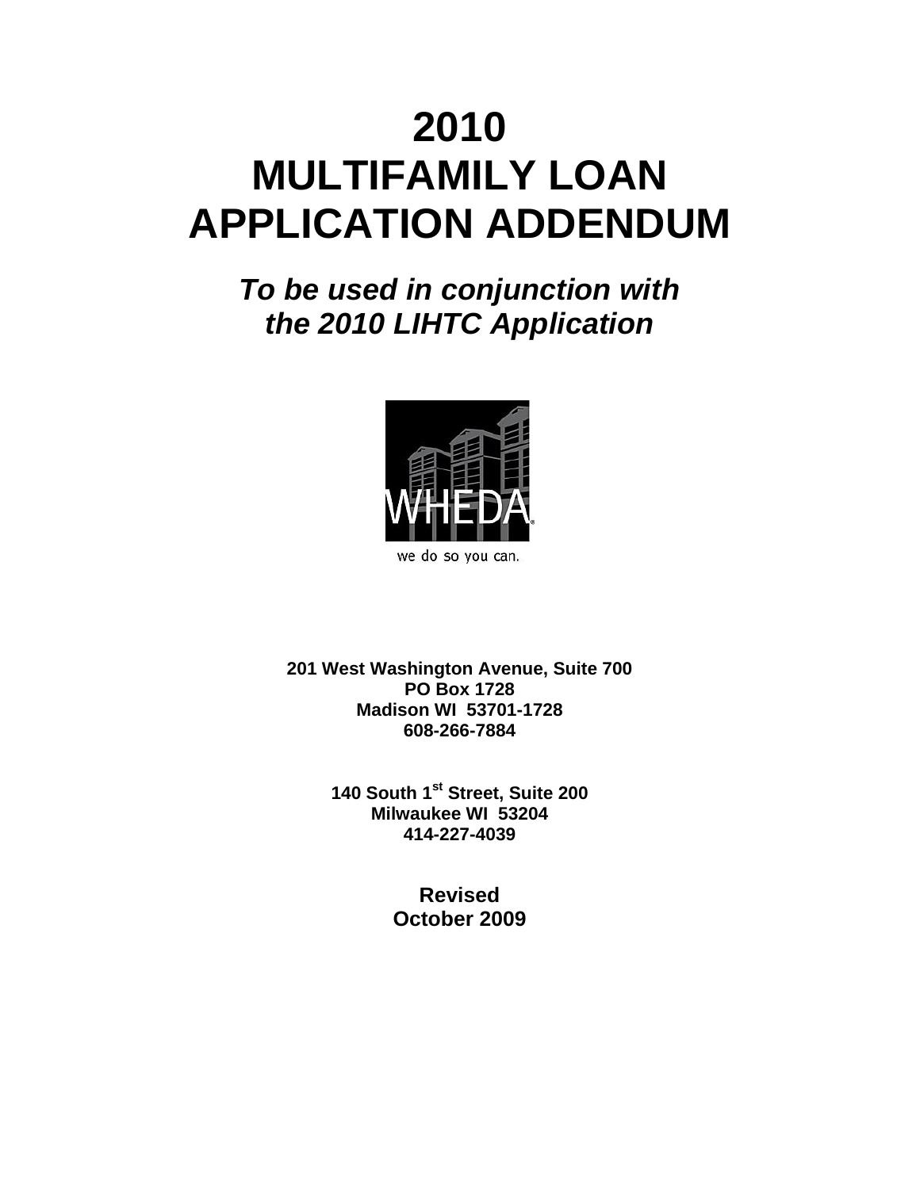# 2010
# MULTIFAMILY LOAN APPLICATION ADDENDUM

## *To be used in conjunction with the 2010 LIHTC Application*

WHEDA

we do so you can.

**201 West Washington Avenue, Suite 700**
**PO Box 1728**
**Madison WI 53701-1728**
**608-266-7884**

**140 South 1st Street, Suite 200**
**Milwaukee WI 53204**
**414-227-4039**

**Revised**
**October 2009**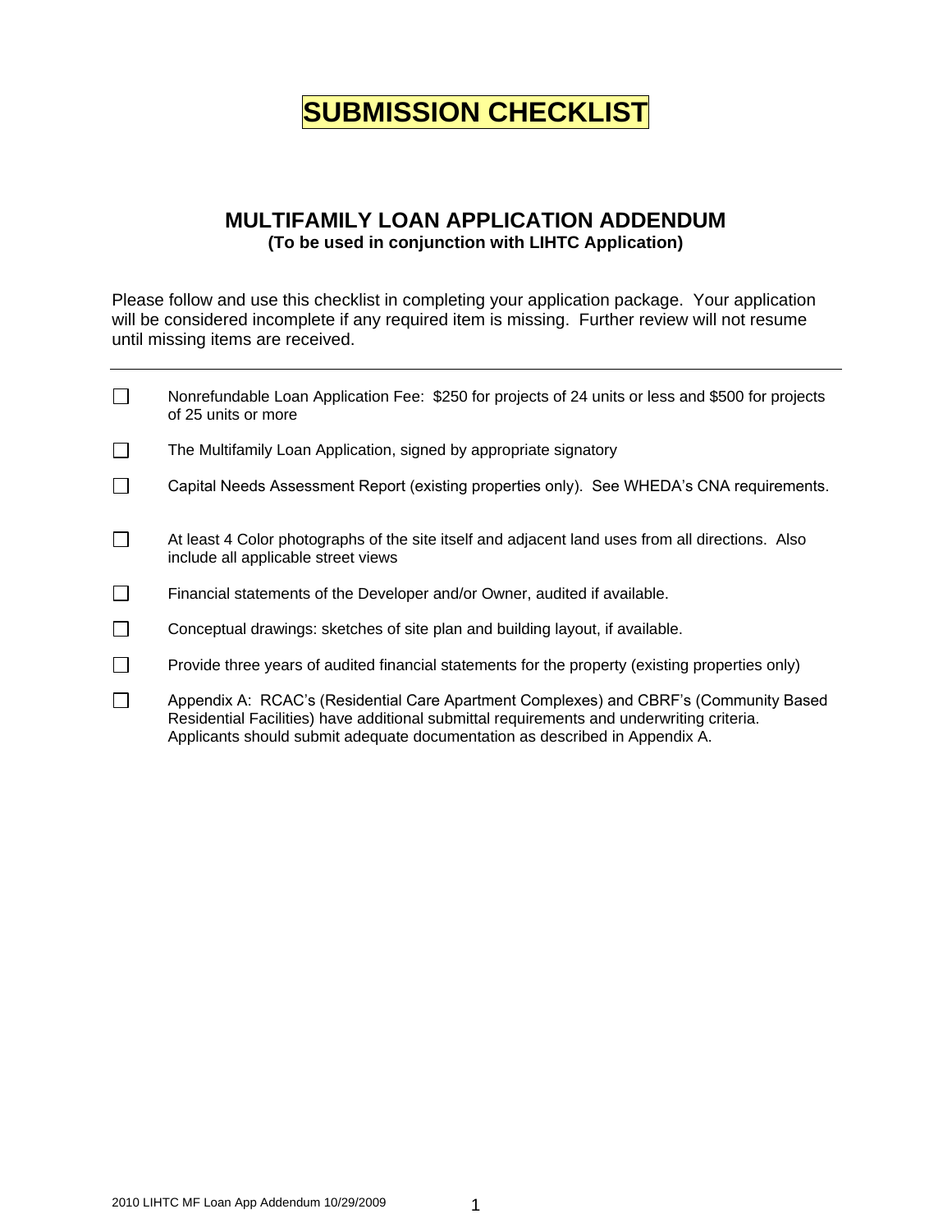# SUBMISSION CHECKLIST

## MULTIFAMILY LOAN APPLICATION ADDENDUM

**(To be used in conjunction with LIHTC Application)**

Please follow and use this checklist in completing your application package. Your application will be considered incomplete if any required item is missing. Further review will not resume until missing items are received.

---

- ☐ Nonrefundable Loan Application Fee: $250 for projects of 24 units or less and $500 for projects of 25 units or more
- ☐ The Multifamily Loan Application, signed by appropriate signatory
- ☐ Capital Needs Assessment Report (existing properties only). See WHEDA's CNA requirements.
- ☐ At least 4 Color photographs of the site itself and adjacent land uses from all directions. Also include all applicable street views
- ☐ Financial statements of the Developer and/or Owner, audited if available.
- ☐ Conceptual drawings: sketches of site plan and building layout, if available.
- ☐ Provide three years of audited financial statements for the property (existing properties only)
- ☐ Appendix A: RCAC's (Residential Care Apartment Complexes) and CBRF's (Community Based Residential Facilities) have additional submittal requirements and underwriting criteria. Applicants should submit adequate documentation as described in Appendix A.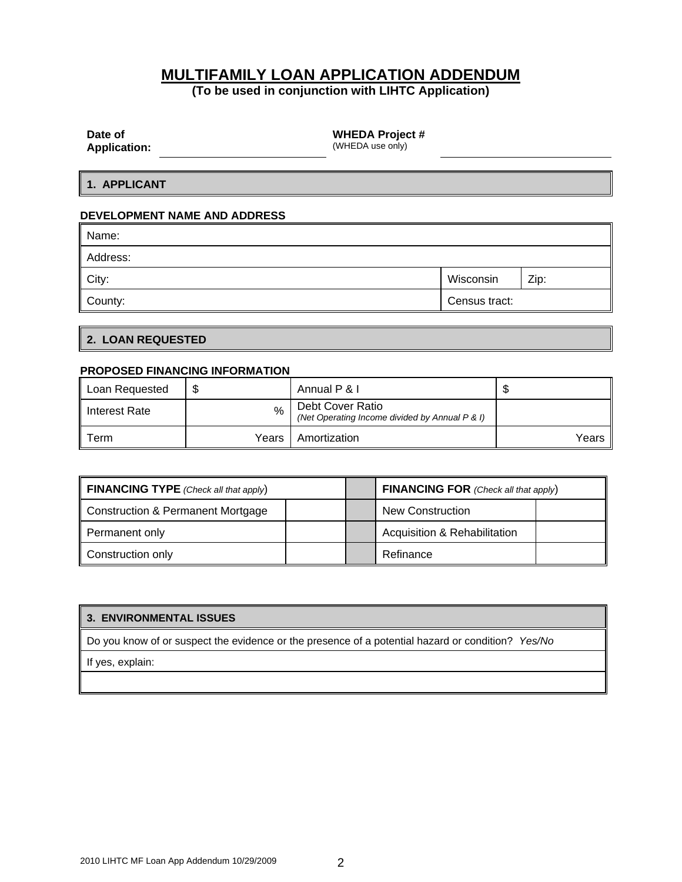# MULTIFAMILY LOAN APPLICATION ADDENDUM

**(To be used in conjunction with LIHTC Application)**

**Date of Application:** ____________________ **WHEDA Project #** (WHEDA use only) ____________________

## 1. APPLICANT

**DEVELOPMENT NAME AND ADDRESS**

| Name: | | |
|---|---|---|
| Address: | | |
| City: | Wisconsin | Zip: |
| County: | Census tract: | |

## 2. LOAN REQUESTED

**PROPOSED FINANCING INFORMATION**

| Loan Requested | $ | Annual P & I | $ |
|---|---|---|---|
| Interest Rate | % | Debt Cover Ratio *(Net Operating Income divided by Annual P & I)* | |
| Term | Years | Amortization | Years |

| **FINANCING TYPE** *(Check all that apply)* | | | **FINANCING FOR** *(Check all that apply)* | |
|---|---|---|---|---|
| Construction & Permanent Mortgage | | | New Construction | |
| Permanent only | | | Acquisition & Rehabilitation | |
| Construction only | | | Refinance | |

## 3. ENVIRONMENTAL ISSUES

| Do you know of or suspect the evidence or the presence of a potential hazard or condition? *Yes/No* |
|---|
| If yes, explain: |
| |

2010 LIHTC MF Loan App Addendum 10/29/2009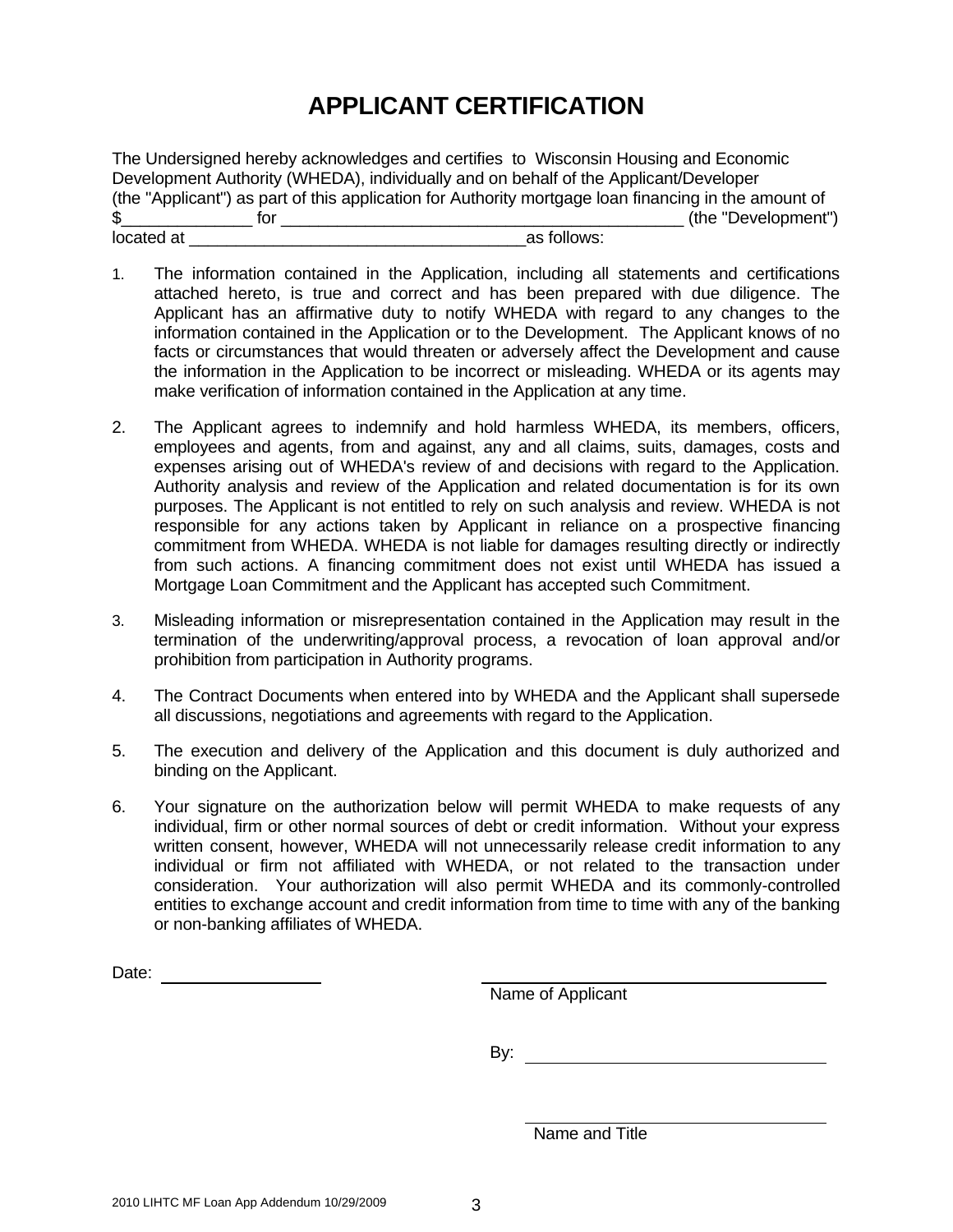# APPLICANT CERTIFICATION

The Undersigned hereby acknowledges and certifies to Wisconsin Housing and Economic Development Authority (WHEDA), individually and on behalf of the Applicant/Developer (the "Applicant") as part of this application for Authority mortgage loan financing in the amount of $______________ for ____________________________________________ (the "Development") located at _____________________________________as follows:

1. The information contained in the Application, including all statements and certifications attached hereto, is true and correct and has been prepared with due diligence. The Applicant has an affirmative duty to notify WHEDA with regard to any changes to the information contained in the Application or to the Development. The Applicant knows of no facts or circumstances that would threaten or adversely affect the Development and cause the information in the Application to be incorrect or misleading. WHEDA or its agents may make verification of information contained in the Application at any time.

2. The Applicant agrees to indemnify and hold harmless WHEDA, its members, officers, employees and agents, from and against, any and all claims, suits, damages, costs and expenses arising out of WHEDA's review of and decisions with regard to the Application. Authority analysis and review of the Application and related documentation is for its own purposes. The Applicant is not entitled to rely on such analysis and review. WHEDA is not responsible for any actions taken by Applicant in reliance on a prospective financing commitment from WHEDA. WHEDA is not liable for damages resulting directly or indirectly from such actions. A financing commitment does not exist until WHEDA has issued a Mortgage Loan Commitment and the Applicant has accepted such Commitment.

3. Misleading information or misrepresentation contained in the Application may result in the termination of the underwriting/approval process, a revocation of loan approval and/or prohibition from participation in Authority programs.

4. The Contract Documents when entered into by WHEDA and the Applicant shall supersede all discussions, negotiations and agreements with regard to the Application.

5. The execution and delivery of the Application and this document is duly authorized and binding on the Applicant.

6. Your signature on the authorization below will permit WHEDA to make requests of any individual, firm or other normal sources of debt or credit information. Without your express written consent, however, WHEDA will not unnecessarily release credit information to any individual or firm not affiliated with WHEDA, or not related to the transaction under consideration. Your authorization will also permit WHEDA and its commonly-controlled entities to exchange account and credit information from time to time with any of the banking or non-banking affiliates of WHEDA.

Date: ____________________

____________________________________
Name of Applicant

By: ________________________________

____________________________________
Name and Title

2010 LIHTC MF Loan App Addendum 10/29/2009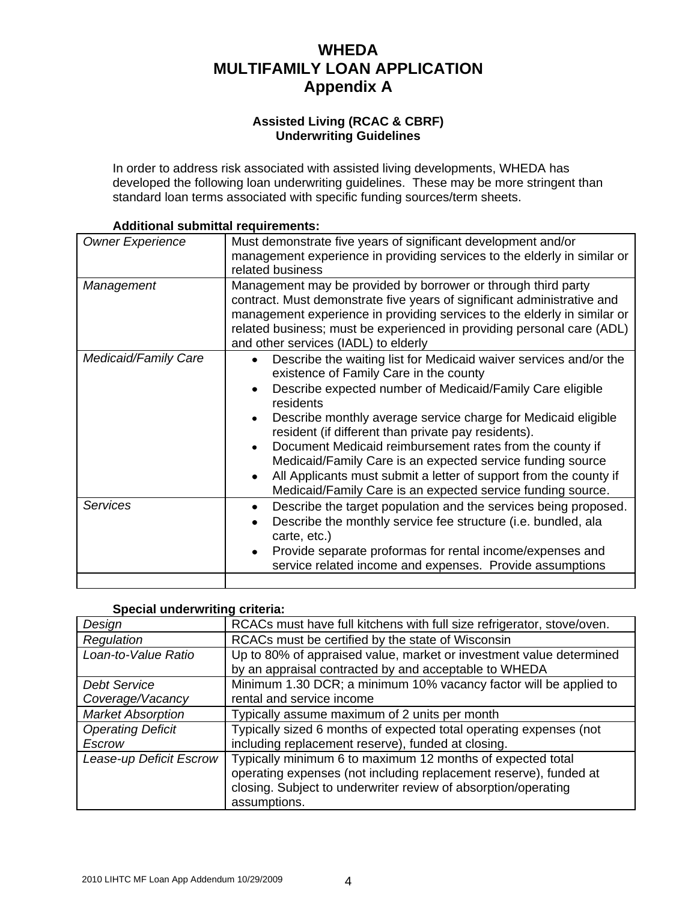# WHEDA
# MULTIFAMILY LOAN APPLICATION
# Appendix A

### Assisted Living (RCAC & CBRF)
### Underwriting Guidelines

In order to address risk associated with assisted living developments, WHEDA has developed the following loan underwriting guidelines. These may be more stringent than standard loan terms associated with specific funding sources/term sheets.

**Additional submittal requirements:**

| | |
|---|---|
| *Owner Experience* | Must demonstrate five years of significant development and/or management experience in providing services to the elderly in similar or related business |
| *Management* | Management may be provided by borrower or through third party contract. Must demonstrate five years of significant administrative and management experience in providing services to the elderly in similar or related business; must be experienced in providing personal care (ADL) and other services (IADL) to elderly |
| *Medicaid/Family Care* | • Describe the waiting list for Medicaid waiver services and/or the existence of Family Care in the county<br>• Describe expected number of Medicaid/Family Care eligible residents<br>• Describe monthly average service charge for Medicaid eligible resident (if different than private pay residents).<br>• Document Medicaid reimbursement rates from the county if Medicaid/Family Care is an expected service funding source<br>• All Applicants must submit a letter of support from the county if Medicaid/Family Care is an expected service funding source. |
| *Services* | • Describe the target population and the services being proposed.<br>• Describe the monthly service fee structure (i.e. bundled, ala carte, etc.)<br>• Provide separate proformas for rental income/expenses and service related income and expenses. Provide assumptions |
| | |

**Special underwriting criteria:**

| | |
|---|---|
| *Design* | RCACs must have full kitchens with full size refrigerator, stove/oven. |
| *Regulation* | RCACs must be certified by the state of Wisconsin |
| *Loan-to-Value Ratio* | Up to 80% of appraised value, market or investment value determined by an appraisal contracted by and acceptable to WHEDA |
| *Debt Service Coverage/Vacancy* | Minimum 1.30 DCR; a minimum 10% vacancy factor will be applied to rental and service income |
| *Market Absorption* | Typically assume maximum of 2 units per month |
| *Operating Deficit Escrow* | Typically sized 6 months of expected total operating expenses (not including replacement reserve), funded at closing. |
| *Lease-up Deficit Escrow* | Typically minimum 6 to maximum 12 months of expected total operating expenses (not including replacement reserve), funded at closing. Subject to underwriter review of absorption/operating assumptions. |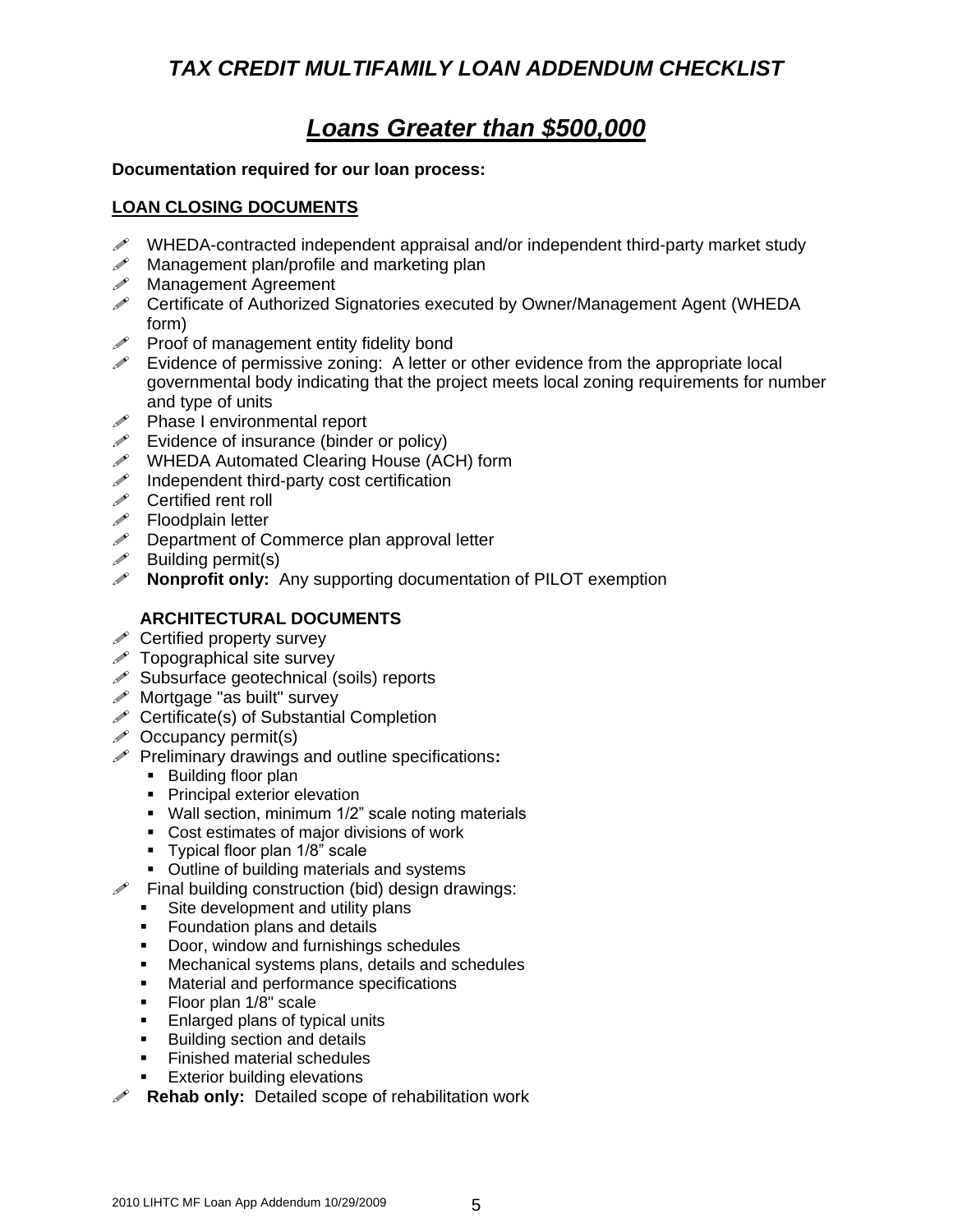# *TAX CREDIT MULTIFAMILY LOAN ADDENDUM CHECKLIST*

## ***Loans Greater than $500,000***

**Documentation required for our loan process:**

**LOAN CLOSING DOCUMENTS**

- WHEDA-contracted independent appraisal and/or independent third-party market study
- Management plan/profile and marketing plan
- Management Agreement
- Certificate of Authorized Signatories executed by Owner/Management Agent (WHEDA form)
- Proof of management entity fidelity bond
- Evidence of permissive zoning: A letter or other evidence from the appropriate local governmental body indicating that the project meets local zoning requirements for number and type of units
- Phase I environmental report
- Evidence of insurance (binder or policy)
- WHEDA Automated Clearing House (ACH) form
- Independent third-party cost certification
- Certified rent roll
- Floodplain letter
- Department of Commerce plan approval letter
- Building permit(s)
- **Nonprofit only:** Any supporting documentation of PILOT exemption

**ARCHITECTURAL DOCUMENTS**

- Certified property survey
- Topographical site survey
- Subsurface geotechnical (soils) reports
- Mortgage "as built" survey
- Certificate(s) of Substantial Completion
- Occupancy permit(s)
- Preliminary drawings and outline specifications**:**
  - Building floor plan
  - Principal exterior elevation
  - Wall section, minimum 1/2" scale noting materials
  - Cost estimates of major divisions of work
  - Typical floor plan 1/8" scale
  - Outline of building materials and systems
- Final building construction (bid) design drawings:
  - Site development and utility plans
  - Foundation plans and details
  - Door, window and furnishings schedules
  - Mechanical systems plans, details and schedules
  - Material and performance specifications
  - Floor plan 1/8" scale
  - Enlarged plans of typical units
  - Building section and details
  - Finished material schedules
  - Exterior building elevations
- **Rehab only:** Detailed scope of rehabilitation work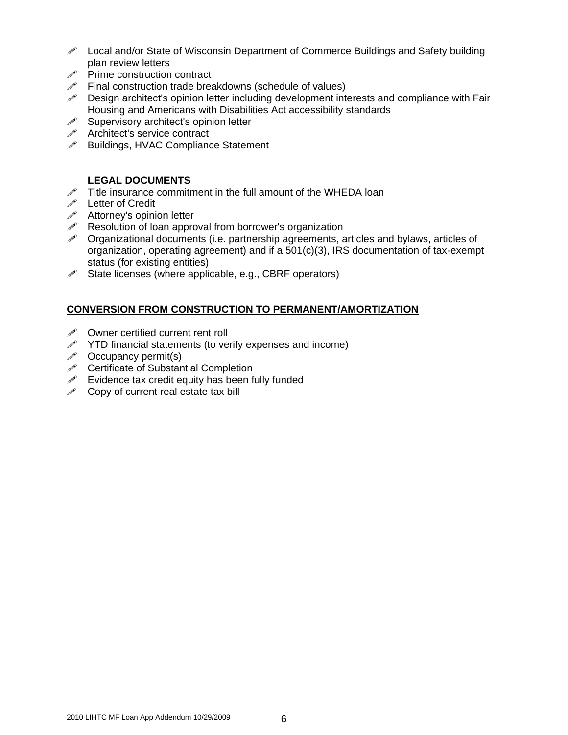- Local and/or State of Wisconsin Department of Commerce Buildings and Safety building plan review letters
- Prime construction contract
- Final construction trade breakdowns (schedule of values)
- Design architect's opinion letter including development interests and compliance with Fair Housing and Americans with Disabilities Act accessibility standards
- Supervisory architect's opinion letter
- Architect's service contract
- Buildings, HVAC Compliance Statement

**LEGAL DOCUMENTS**

- Title insurance commitment in the full amount of the WHEDA loan
- Letter of Credit
- Attorney's opinion letter
- Resolution of loan approval from borrower's organization
- Organizational documents (i.e. partnership agreements, articles and bylaws, articles of organization, operating agreement) and if a 501(c)(3), IRS documentation of tax-exempt status (for existing entities)
- State licenses (where applicable, e.g., CBRF operators)

## CONVERSION FROM CONSTRUCTION TO PERMANENT/AMORTIZATION

- Owner certified current rent roll
- YTD financial statements (to verify expenses and income)
- Occupancy permit(s)
- Certificate of Substantial Completion
- Evidence tax credit equity has been fully funded
- Copy of current real estate tax bill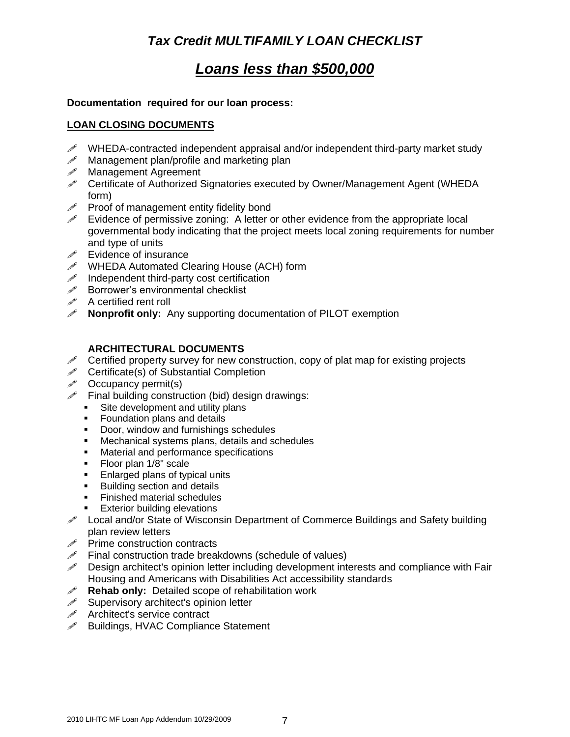# *Tax Credit MULTIFAMILY LOAN CHECKLIST*

## ***Loans less than $500,000***

**Documentation required for our loan process:**

**LOAN CLOSING DOCUMENTS**

- WHEDA-contracted independent appraisal and/or independent third-party market study
- Management plan/profile and marketing plan
- Management Agreement
- Certificate of Authorized Signatories executed by Owner/Management Agent (WHEDA form)
- Proof of management entity fidelity bond
- Evidence of permissive zoning: A letter or other evidence from the appropriate local governmental body indicating that the project meets local zoning requirements for number and type of units
- Evidence of insurance
- WHEDA Automated Clearing House (ACH) form
- Independent third-party cost certification
- Borrower's environmental checklist
- A certified rent roll
- **Nonprofit only:** Any supporting documentation of PILOT exemption

**ARCHITECTURAL DOCUMENTS**

- Certified property survey for new construction, copy of plat map for existing projects
- Certificate(s) of Substantial Completion
- Occupancy permit(s)
- Final building construction (bid) design drawings:
  - Site development and utility plans
  - Foundation plans and details
  - Door, window and furnishings schedules
  - Mechanical systems plans, details and schedules
  - Material and performance specifications
  - Floor plan 1/8" scale
  - Enlarged plans of typical units
  - Building section and details
  - Finished material schedules
  - Exterior building elevations
- Local and/or State of Wisconsin Department of Commerce Buildings and Safety building plan review letters
- Prime construction contracts
- Final construction trade breakdowns (schedule of values)
- Design architect's opinion letter including development interests and compliance with Fair Housing and Americans with Disabilities Act accessibility standards
- **Rehab only:** Detailed scope of rehabilitation work
- Supervisory architect's opinion letter
- Architect's service contract
- Buildings, HVAC Compliance Statement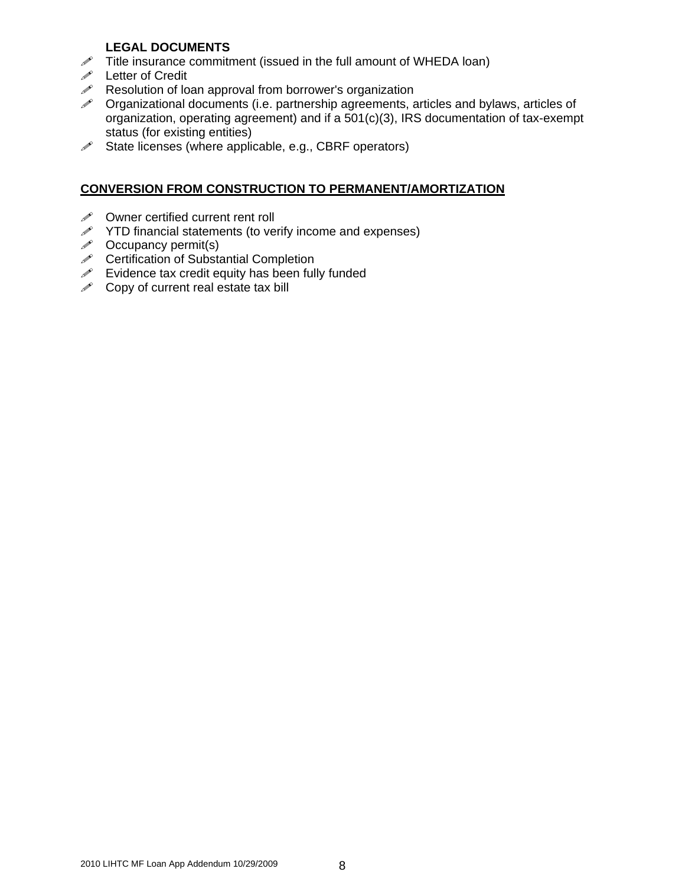**LEGAL DOCUMENTS**

- Title insurance commitment (issued in the full amount of WHEDA loan)
- Letter of Credit
- Resolution of loan approval from borrower's organization
- Organizational documents (i.e. partnership agreements, articles and bylaws, articles of organization, operating agreement) and if a 501(c)(3), IRS documentation of tax-exempt status (for existing entities)
- State licenses (where applicable, e.g., CBRF operators)

## CONVERSION FROM CONSTRUCTION TO PERMANENT/AMORTIZATION

- Owner certified current rent roll
- YTD financial statements (to verify income and expenses)
- Occupancy permit(s)
- Certification of Substantial Completion
- Evidence tax credit equity has been fully funded
- Copy of current real estate tax bill